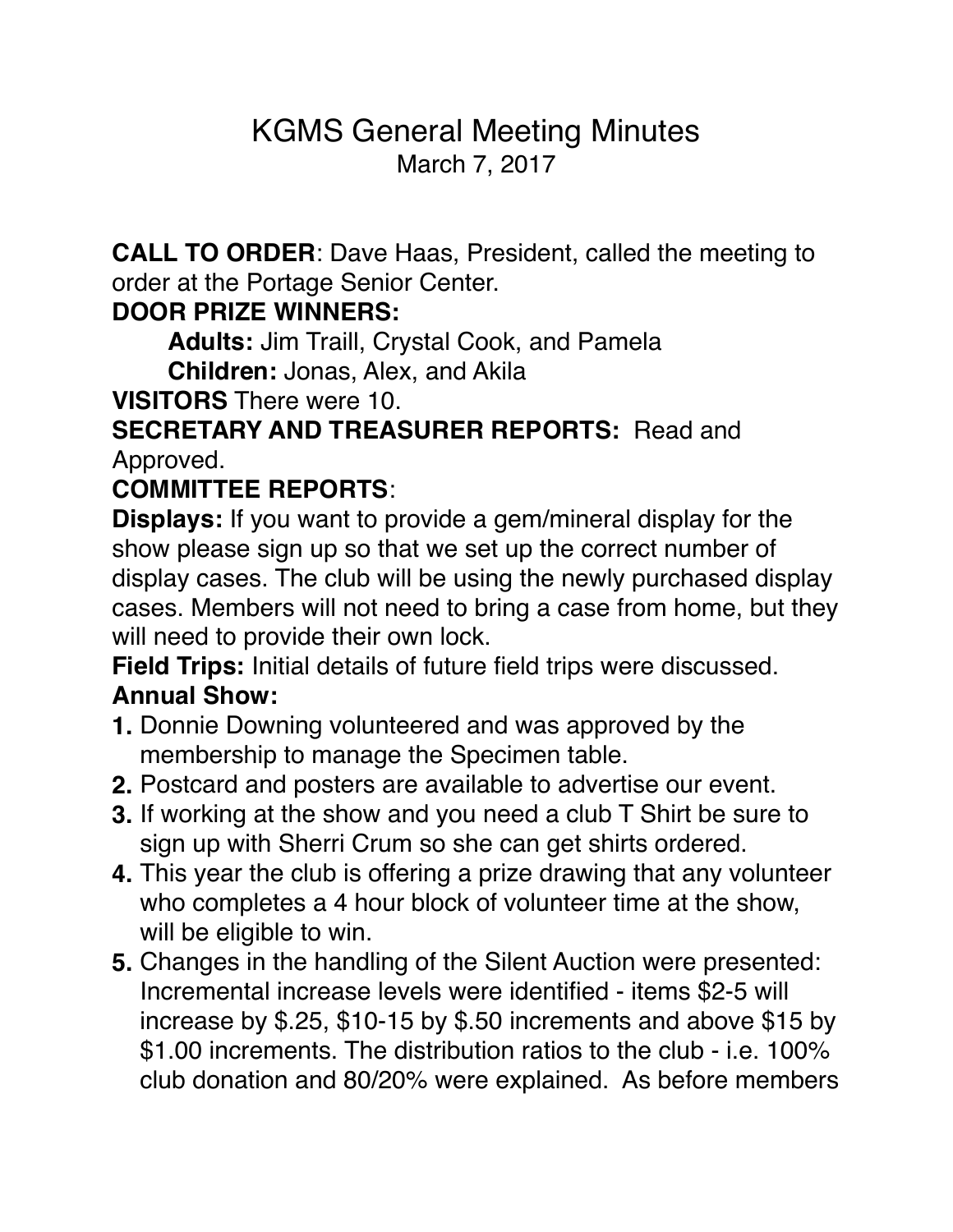# KGMS General Meeting Minutes

March 7, 2017

**CALL TO ORDER**: Dave Haas, President, called the meeting to order at the Portage Senior Center.

**DOOR PRIZE WINNERS:**

**Adults:** Jim Traill, Crystal Cook, and Pamela

**Children:** Jonas, Alex, and Akila

**VISITORS** There were 10.

**SECRETARY AND TREASURER REPORTS:** Read and Approved.

**COMMITTEE REPORTS**:

**Displays:** If you want to provide a gem/mineral display for the show please sign up so that we set up the correct number of display cases. The club will be using the newly purchased display cases. Members will not need to bring a case from home, but they will need to provide their own lock.

**Field Trips:** Initial details of future field trips were discussed.

**Annual Show:**

1. Donnie Downing volunteered and was approved by the membership to manage the Specimen table.
2. Postcard and posters are available to advertise our event.
3. If working at the show and you need a club T Shirt be sure to sign up with Sherri Crum so she can get shirts ordered.
4. This year the club is offering a prize drawing that any volunteer who completes a 4 hour block of volunteer time at the show, will be eligible to win.
5. Changes in the handling of the Silent Auction were presented: Incremental increase levels were identified - items $2-5 will increase by $.25, $10-15 by $.50 increments and above $15 by $1.00 increments. The distribution ratios to the club - i.e. 100% club donation and 80/20% were explained. As before members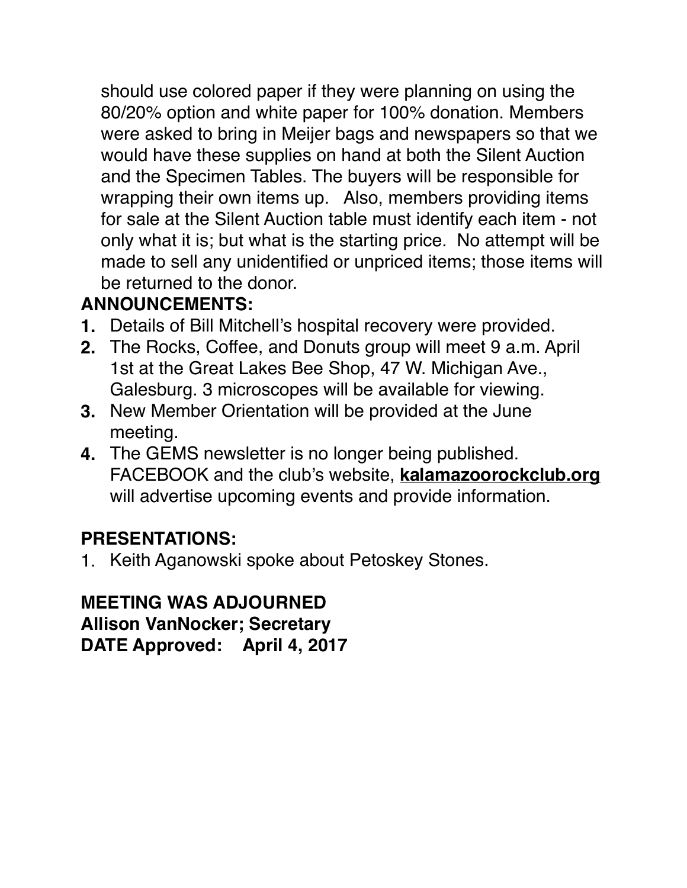should use colored paper if they were planning on using the 80/20% option and white paper for 100% donation. Members were asked to bring in Meijer bags and newspapers so that we would have these supplies on hand at both the Silent Auction and the Specimen Tables. The buyers will be responsible for wrapping their own items up. Also, members providing items for sale at the Silent Auction table must identify each item - not only what it is; but what is the starting price. No attempt will be made to sell any unidentified or unpriced items; those items will be returned to the donor.

**ANNOUNCEMENTS:**

1. Details of Bill Mitchell's hospital recovery were provided.
2. The Rocks, Coffee, and Donuts group will meet 9 a.m. April 1st at the Great Lakes Bee Shop, 47 W. Michigan Ave., Galesburg. 3 microscopes will be available for viewing.
3. New Member Orientation will be provided at the June meeting.
4. The GEMS newsletter is no longer being published. FACEBOOK and the club's website, **kalamazoorockclub.org** will advertise upcoming events and provide information.

**PRESENTATIONS:**

1. Keith Aganowski spoke about Petoskey Stones.

**MEETING WAS ADJOURNED**
**Allison VanNocker; Secretary**
**DATE Approved: April 4, 2017**